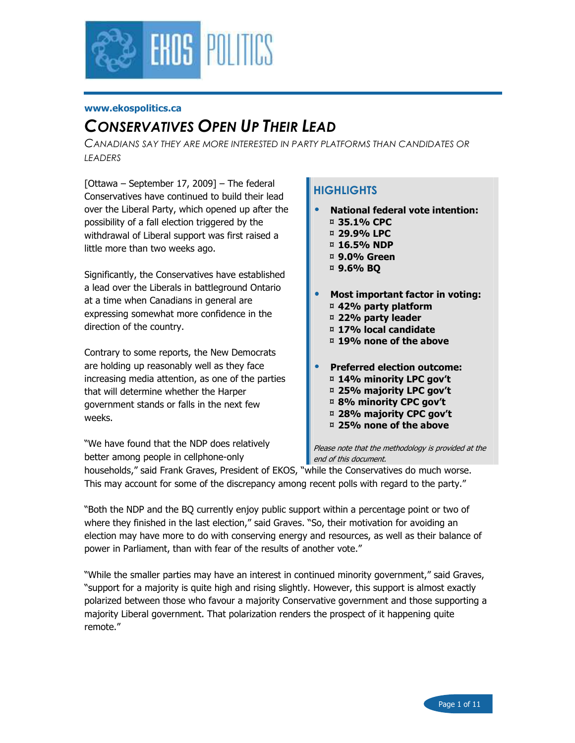www.ekospolitics.ca

# CONSERVATIVES OPEN UP THEIR LEAD

*CANADIANS SAY THEY ARE MORE INTERESTED IN PARTY PLATFORMS THAN CANDIDATES OR LEADERS*

[Ottawa – September 17, 2009] – The federal Conservatives have continued to build their lead over the Liberal Party, which opened up after the possibility of a fall election triggered by the withdrawal of Liberal support was first raised a little more than two weeks ago.

Significantly, the Conservatives have established a lead over the Liberals in battleground Ontario at a time when Canadians in general are expressing somewhat more confidence in the direction of the country.

Contrary to some reports, the New Democrats are holding up reasonably well as they face increasing media attention, as one of the parties that will determine whether the Harper government stands or falls in the next few weeks.

"We have found that the NDP does relatively better among people in cellphone-only households," said Frank Graves, President of EKOS, "while the Conservatives do much worse. This may account for some of the discrepancy among recent polls with regard to the party."

"Both the NDP and the BQ currently enjoy public support within a percentage point or two of where they finished in the last election," said Graves. "So, their motivation for avoiding an election may have more to do with conserving energy and resources, as well as their balance of power in Parliament, than with fear of the results of another vote."

"While the smaller parties may have an interest in continued minority government," said Graves, "support for a majority is quite high and rising slightly. However, this support is almost exactly polarized between those who favour a majority Conservative government and those supporting a majority Liberal government. That polarization renders the prospect of it happening quite remote."

## HIGHLIGHTS

- **National federal vote intention:**
  - **35.1% CPC**
  - **29.9% LPC**
  - **16.5% NDP**
  - **9.0% Green**
  - **9.6% BQ**
- **Most important factor in voting:**
  - **42% party platform**
  - **22% party leader**
  - **17% local candidate**
  - **19% none of the above**
- **Preferred election outcome:**
  - **14% minority LPC gov't**
  - **25% majority LPC gov't**
  - **8% minority CPC gov't**
  - **28% majority CPC gov't**
  - **25% none of the above**

*Please note that the methodology is provided at the end of this document.*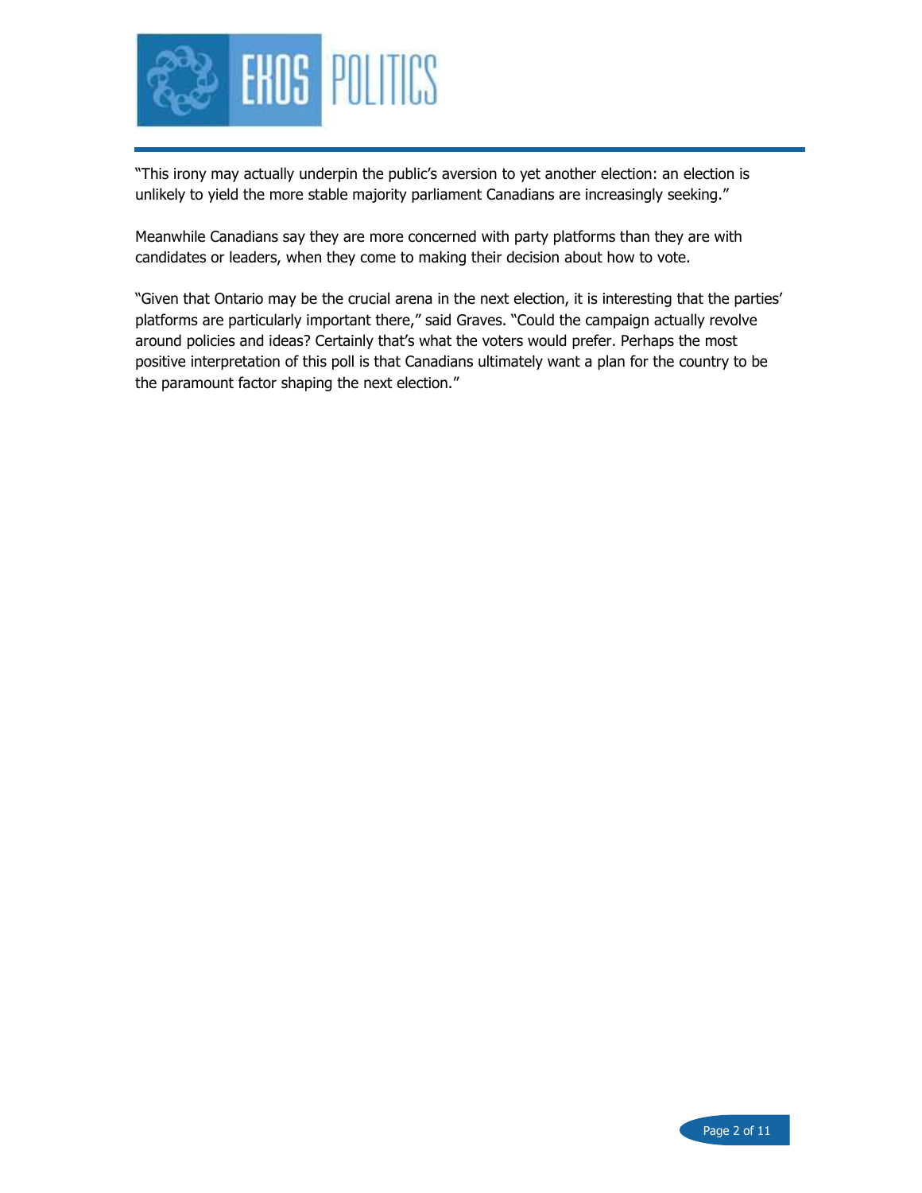"This irony may actually underpin the public's aversion to yet another election: an election is unlikely to yield the more stable majority parliament Canadians are increasingly seeking."

Meanwhile Canadians say they are more concerned with party platforms than they are with candidates or leaders, when they come to making their decision about how to vote.

"Given that Ontario may be the crucial arena in the next election, it is interesting that the parties' platforms are particularly important there," said Graves. "Could the campaign actually revolve around policies and ideas? Certainly that's what the voters would prefer. Perhaps the most positive interpretation of this poll is that Canadians ultimately want a plan for the country to be the paramount factor shaping the next election."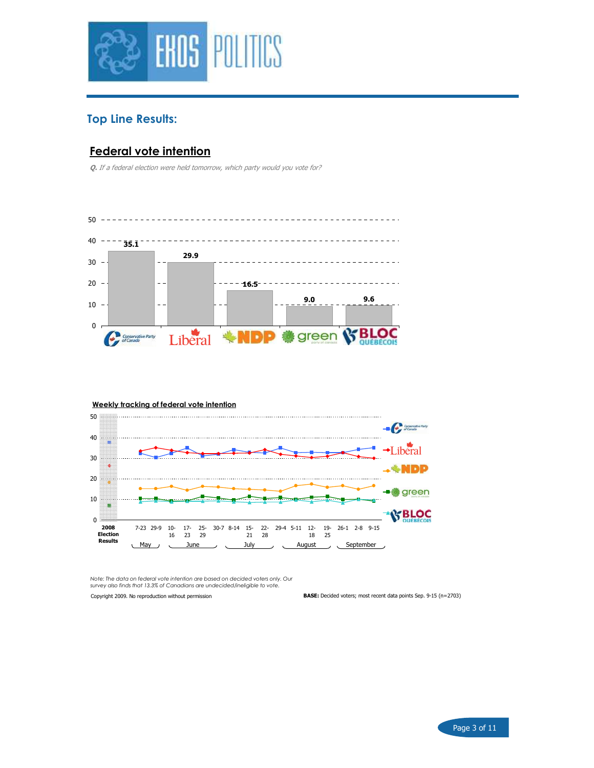## Top Line Results:

### Federal vote intention

*Q. If a federal election were held tomorrow, which party would you vote for?*

| Party | % |
|---|---|
| Conservative Party of Canada | 35.1 |
| Liberal | 29.9 |
| NDP | 16.5 |
| green | 9.0 |
| BLOC QUÉBÉCOIS | 9.6 |

### Weekly tracking of federal vote intention

Chart x-axis: 2008 Election Results; May: 7-23, 29-9; June: 10-16, 17-23, 25-29; July: 30-7, 8-14, 15-21, 22-28; August: 29-4, 5-11, 12-18, 19-25; September: 26-1, 2-8, 9-15

Legend: Conservative Party of Canada, Liberal, NDP, green, BLOC QUÉBÉCOIS

*Note: The data on federal vote intention are based on decided voters only. Our survey also finds that 13.3% of Canadians are undecided/ineligible to vote.*

Copyright 2009. No reproduction without permission

**BASE:** Decided voters; most recent data points Sep. 9-15 (n=2703)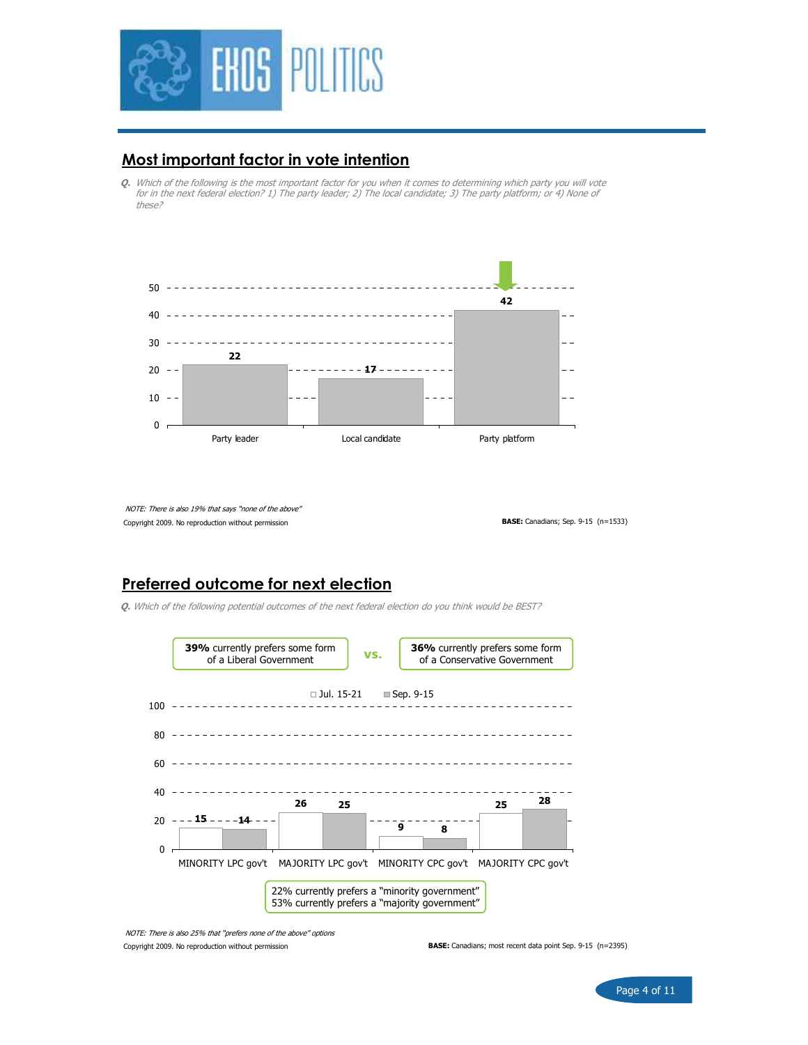## Most important factor in vote intention

*Q. Which of the following is the most important factor for you when it comes to determining which party you will vote for in the next federal election? 1) The party leader; 2) The local candidate; 3) The party platform; or 4) None of these?*

| Factor | % |
|---|---|
| Party leader | 22 |
| Local candidate | 17 |
| Party platform | 42 |

*NOTE: There is also 19% that says "none of the above"*

Copyright 2009. No reproduction without permission

**BASE:** Canadians; Sep. 9-15 (n=1533)

## Preferred outcome for next election

*Q. Which of the following potential outcomes of the next federal election do you think would be BEST?*

**39%** currently prefers some form of a Liberal Government **vs.** **36%** currently prefers some form of a Conservative Government

| Outcome | Jul. 15-21 | Sep. 9-15 |
|---|---|---|
| MINORITY LPC gov't | 15 | 14 |
| MAJORITY LPC gov't | 26 | 25 |
| MINORITY CPC gov't | 9 | 8 |
| MAJORITY CPC gov't | 25 | 28 |

22% currently prefers a "minority government"
53% currently prefers a "majority government"

*NOTE: There is also 25% that "prefers none of the above" options*

Copyright 2009. No reproduction without permission

**BASE:** Canadians; most recent data point Sep. 9-15 (n=2395)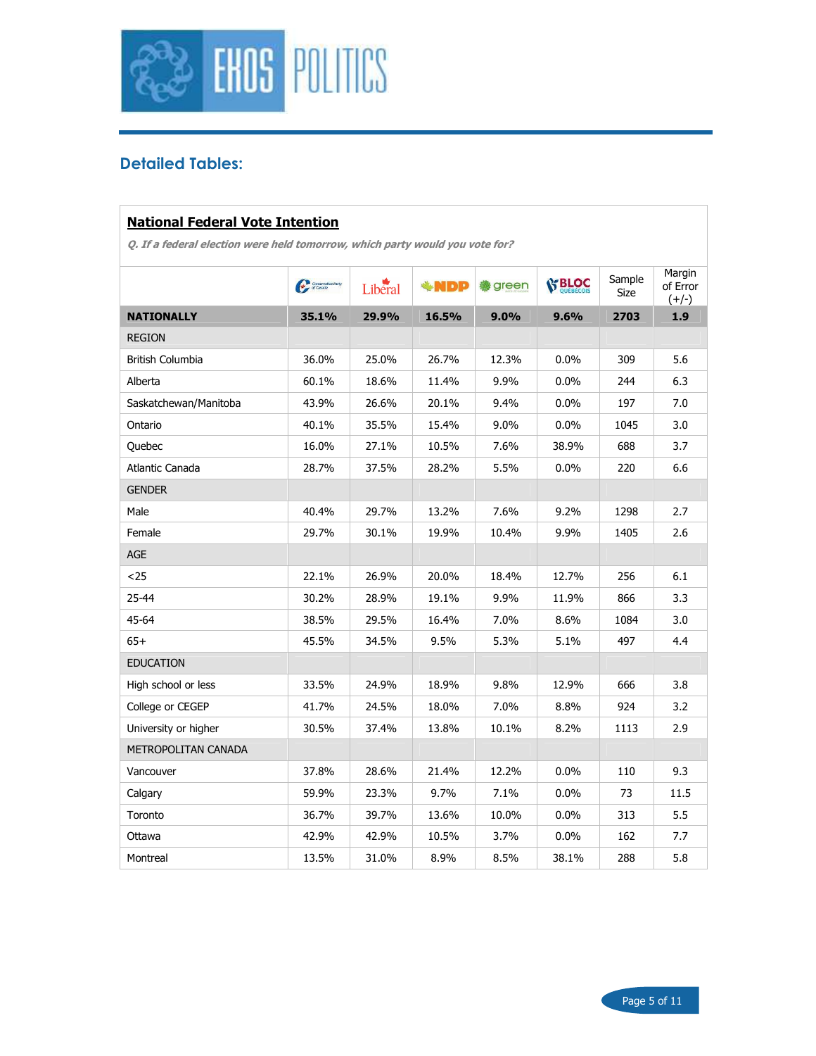## Detailed Tables:

### National Federal Vote Intention

*Q. If a federal election were held tomorrow, which party would you vote for?*

| | Conservative | Liberal | NDP | green | BLOC QUÉBÉCOIS | Sample Size | Margin of Error (+/-) |
|---|---|---|---|---|---|---|---|
| **NATIONALLY** | **35.1%** | **29.9%** | **16.5%** | **9.0%** | **9.6%** | **2703** | **1.9** |
| REGION | | | | | | | |
| British Columbia | 36.0% | 25.0% | 26.7% | 12.3% | 0.0% | 309 | 5.6 |
| Alberta | 60.1% | 18.6% | 11.4% | 9.9% | 0.0% | 244 | 6.3 |
| Saskatchewan/Manitoba | 43.9% | 26.6% | 20.1% | 9.4% | 0.0% | 197 | 7.0 |
| Ontario | 40.1% | 35.5% | 15.4% | 9.0% | 0.0% | 1045 | 3.0 |
| Quebec | 16.0% | 27.1% | 10.5% | 7.6% | 38.9% | 688 | 3.7 |
| Atlantic Canada | 28.7% | 37.5% | 28.2% | 5.5% | 0.0% | 220 | 6.6 |
| GENDER | | | | | | | |
| Male | 40.4% | 29.7% | 13.2% | 7.6% | 9.2% | 1298 | 2.7 |
| Female | 29.7% | 30.1% | 19.9% | 10.4% | 9.9% | 1405 | 2.6 |
| AGE | | | | | | | |
| <25 | 22.1% | 26.9% | 20.0% | 18.4% | 12.7% | 256 | 6.1 |
| 25-44 | 30.2% | 28.9% | 19.1% | 9.9% | 11.9% | 866 | 3.3 |
| 45-64 | 38.5% | 29.5% | 16.4% | 7.0% | 8.6% | 1084 | 3.0 |
| 65+ | 45.5% | 34.5% | 9.5% | 5.3% | 5.1% | 497 | 4.4 |
| EDUCATION | | | | | | | |
| High school or less | 33.5% | 24.9% | 18.9% | 9.8% | 12.9% | 666 | 3.8 |
| College or CEGEP | 41.7% | 24.5% | 18.0% | 7.0% | 8.8% | 924 | 3.2 |
| University or higher | 30.5% | 37.4% | 13.8% | 10.1% | 8.2% | 1113 | 2.9 |
| METROPOLITAN CANADA | | | | | | | |
| Vancouver | 37.8% | 28.6% | 21.4% | 12.2% | 0.0% | 110 | 9.3 |
| Calgary | 59.9% | 23.3% | 9.7% | 7.1% | 0.0% | 73 | 11.5 |
| Toronto | 36.7% | 39.7% | 13.6% | 10.0% | 0.0% | 313 | 5.5 |
| Ottawa | 42.9% | 42.9% | 10.5% | 3.7% | 0.0% | 162 | 7.7 |
| Montreal | 13.5% | 31.0% | 8.9% | 8.5% | 38.1% | 288 | 5.8 |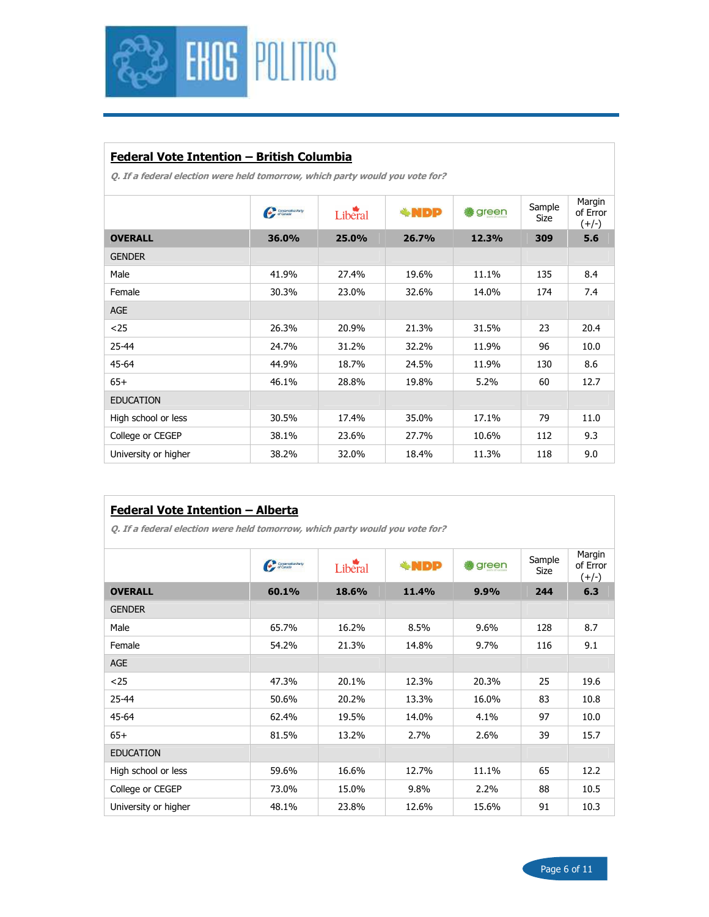## Federal Vote Intention – British Columbia

*Q. If a federal election were held tomorrow, which party would you vote for?*

| | Conservative | Liberal | NDP | green | Sample Size | Margin of Error (+/-) |
|---|---|---|---|---|---|---|
| **OVERALL** | **36.0%** | **25.0%** | **26.7%** | **12.3%** | **309** | **5.6** |
| GENDER | | | | | | |
| Male | 41.9% | 27.4% | 19.6% | 11.1% | 135 | 8.4 |
| Female | 30.3% | 23.0% | 32.6% | 14.0% | 174 | 7.4 |
| AGE | | | | | | |
| <25 | 26.3% | 20.9% | 21.3% | 31.5% | 23 | 20.4 |
| 25-44 | 24.7% | 31.2% | 32.2% | 11.9% | 96 | 10.0 |
| 45-64 | 44.9% | 18.7% | 24.5% | 11.9% | 130 | 8.6 |
| 65+ | 46.1% | 28.8% | 19.8% | 5.2% | 60 | 12.7 |
| EDUCATION | | | | | | |
| High school or less | 30.5% | 17.4% | 35.0% | 17.1% | 79 | 11.0 |
| College or CEGEP | 38.1% | 23.6% | 27.7% | 10.6% | 112 | 9.3 |
| University or higher | 38.2% | 32.0% | 18.4% | 11.3% | 118 | 9.0 |

## Federal Vote Intention – Alberta

*Q. If a federal election were held tomorrow, which party would you vote for?*

| | Conservative | Liberal | NDP | green | Sample Size | Margin of Error (+/-) |
|---|---|---|---|---|---|---|
| **OVERALL** | **60.1%** | **18.6%** | **11.4%** | **9.9%** | **244** | **6.3** |
| GENDER | | | | | | |
| Male | 65.7% | 16.2% | 8.5% | 9.6% | 128 | 8.7 |
| Female | 54.2% | 21.3% | 14.8% | 9.7% | 116 | 9.1 |
| AGE | | | | | | |
| <25 | 47.3% | 20.1% | 12.3% | 20.3% | 25 | 19.6 |
| 25-44 | 50.6% | 20.2% | 13.3% | 16.0% | 83 | 10.8 |
| 45-64 | 62.4% | 19.5% | 14.0% | 4.1% | 97 | 10.0 |
| 65+ | 81.5% | 13.2% | 2.7% | 2.6% | 39 | 15.7 |
| EDUCATION | | | | | | |
| High school or less | 59.6% | 16.6% | 12.7% | 11.1% | 65 | 12.2 |
| College or CEGEP | 73.0% | 15.0% | 9.8% | 2.2% | 88 | 10.5 |
| University or higher | 48.1% | 23.8% | 12.6% | 15.6% | 91 | 10.3 |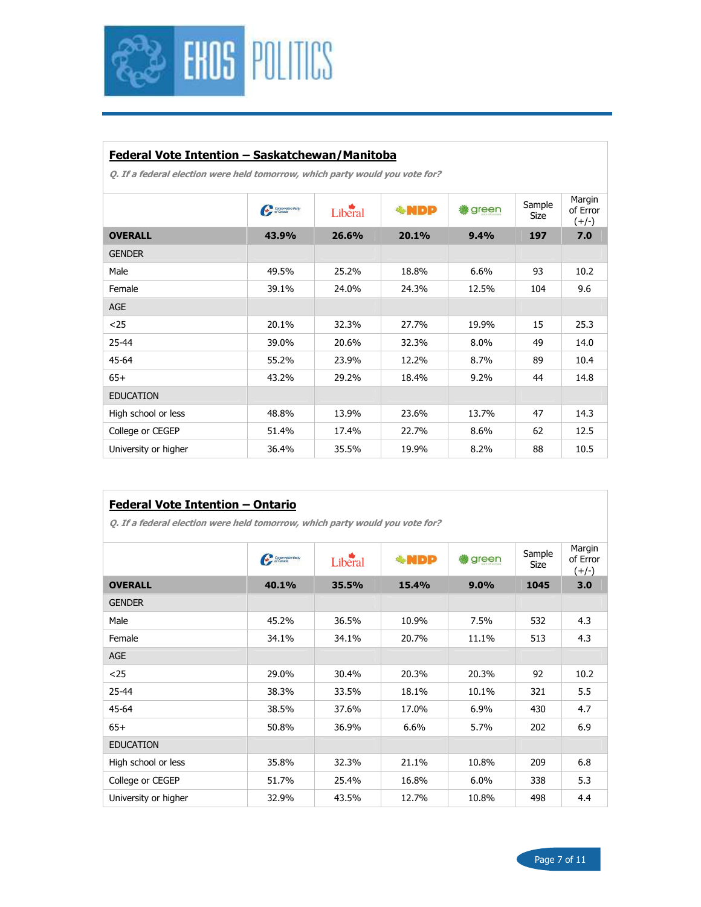## Federal Vote Intention – Saskatchewan/Manitoba

*Q. If a federal election were held tomorrow, which party would you vote for?*

| | Conservative | Liberal | NDP | Green | Sample Size | Margin of Error (+/-) |
|---|---|---|---|---|---|---|
| **OVERALL** | **43.9%** | **26.6%** | **20.1%** | **9.4%** | **197** | **7.0** |
| GENDER | | | | | | |
| Male | 49.5% | 25.2% | 18.8% | 6.6% | 93 | 10.2 |
| Female | 39.1% | 24.0% | 24.3% | 12.5% | 104 | 9.6 |
| AGE | | | | | | |
| <25 | 20.1% | 32.3% | 27.7% | 19.9% | 15 | 25.3 |
| 25-44 | 39.0% | 20.6% | 32.3% | 8.0% | 49 | 14.0 |
| 45-64 | 55.2% | 23.9% | 12.2% | 8.7% | 89 | 10.4 |
| 65+ | 43.2% | 29.2% | 18.4% | 9.2% | 44 | 14.8 |
| EDUCATION | | | | | | |
| High school or less | 48.8% | 13.9% | 23.6% | 13.7% | 47 | 14.3 |
| College or CEGEP | 51.4% | 17.4% | 22.7% | 8.6% | 62 | 12.5 |
| University or higher | 36.4% | 35.5% | 19.9% | 8.2% | 88 | 10.5 |

## Federal Vote Intention – Ontario

*Q. If a federal election were held tomorrow, which party would you vote for?*

| | Conservative | Liberal | NDP | Green | Sample Size | Margin of Error (+/-) |
|---|---|---|---|---|---|---|
| **OVERALL** | **40.1%** | **35.5%** | **15.4%** | **9.0%** | **1045** | **3.0** |
| GENDER | | | | | | |
| Male | 45.2% | 36.5% | 10.9% | 7.5% | 532 | 4.3 |
| Female | 34.1% | 34.1% | 20.7% | 11.1% | 513 | 4.3 |
| AGE | | | | | | |
| <25 | 29.0% | 30.4% | 20.3% | 20.3% | 92 | 10.2 |
| 25-44 | 38.3% | 33.5% | 18.1% | 10.1% | 321 | 5.5 |
| 45-64 | 38.5% | 37.6% | 17.0% | 6.9% | 430 | 4.7 |
| 65+ | 50.8% | 36.9% | 6.6% | 5.7% | 202 | 6.9 |
| EDUCATION | | | | | | |
| High school or less | 35.8% | 32.3% | 21.1% | 10.8% | 209 | 6.8 |
| College or CEGEP | 51.7% | 25.4% | 16.8% | 6.0% | 338 | 5.3 |
| University or higher | 32.9% | 43.5% | 12.7% | 10.8% | 498 | 4.4 |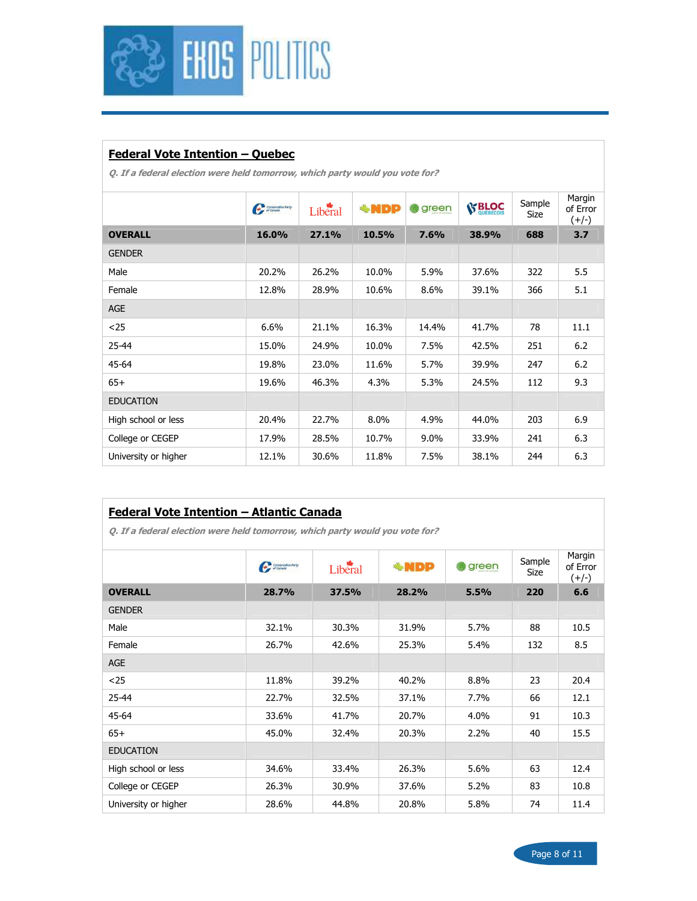## Federal Vote Intention – Quebec

*Q. If a federal election were held tomorrow, which party would you vote for?*

| | Conservative | Liberal | NDP | green | BLOC QUÉBÉCOIS | Sample Size | Margin of Error (+/-) |
|---|---|---|---|---|---|---|---|
| **OVERALL** | **16.0%** | **27.1%** | **10.5%** | **7.6%** | **38.9%** | **688** | **3.7** |
| GENDER | | | | | | | |
| Male | 20.2% | 26.2% | 10.0% | 5.9% | 37.6% | 322 | 5.5 |
| Female | 12.8% | 28.9% | 10.6% | 8.6% | 39.1% | 366 | 5.1 |
| AGE | | | | | | | |
| <25 | 6.6% | 21.1% | 16.3% | 14.4% | 41.7% | 78 | 11.1 |
| 25-44 | 15.0% | 24.9% | 10.0% | 7.5% | 42.5% | 251 | 6.2 |
| 45-64 | 19.8% | 23.0% | 11.6% | 5.7% | 39.9% | 247 | 6.2 |
| 65+ | 19.6% | 46.3% | 4.3% | 5.3% | 24.5% | 112 | 9.3 |
| EDUCATION | | | | | | | |
| High school or less | 20.4% | 22.7% | 8.0% | 4.9% | 44.0% | 203 | 6.9 |
| College or CEGEP | 17.9% | 28.5% | 10.7% | 9.0% | 33.9% | 241 | 6.3 |
| University or higher | 12.1% | 30.6% | 11.8% | 7.5% | 38.1% | 244 | 6.3 |

## Federal Vote Intention – Atlantic Canada

*Q. If a federal election were held tomorrow, which party would you vote for?*

| | Conservative | Liberal | NDP | green | Sample Size | Margin of Error (+/-) |
|---|---|---|---|---|---|---|
| **OVERALL** | **28.7%** | **37.5%** | **28.2%** | **5.5%** | **220** | **6.6** |
| GENDER | | | | | | |
| Male | 32.1% | 30.3% | 31.9% | 5.7% | 88 | 10.5 |
| Female | 26.7% | 42.6% | 25.3% | 5.4% | 132 | 8.5 |
| AGE | | | | | | |
| <25 | 11.8% | 39.2% | 40.2% | 8.8% | 23 | 20.4 |
| 25-44 | 22.7% | 32.5% | 37.1% | 7.7% | 66 | 12.1 |
| 45-64 | 33.6% | 41.7% | 20.7% | 4.0% | 91 | 10.3 |
| 65+ | 45.0% | 32.4% | 20.3% | 2.2% | 40 | 15.5 |
| EDUCATION | | | | | | |
| High school or less | 34.6% | 33.4% | 26.3% | 5.6% | 63 | 12.4 |
| College or CEGEP | 26.3% | 30.9% | 37.6% | 5.2% | 83 | 10.8 |
| University or higher | 28.6% | 44.8% | 20.8% | 5.8% | 74 | 11.4 |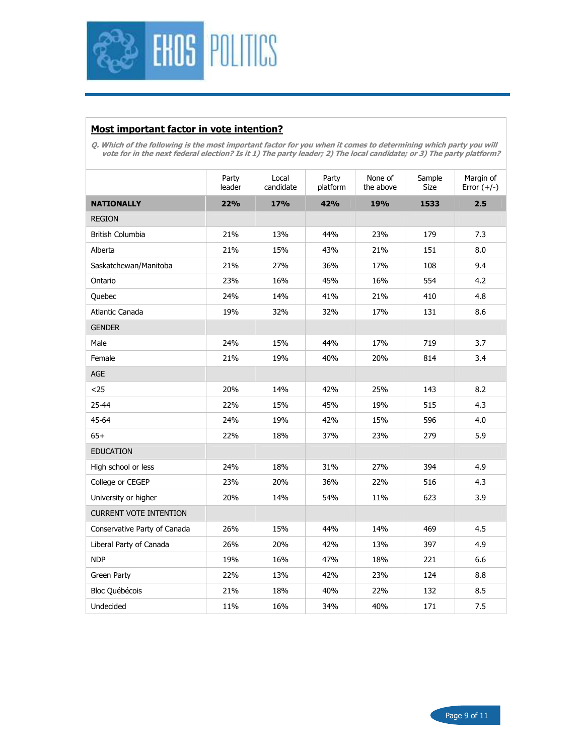## Most important factor in vote intention?

*Q. Which of the following is the most important factor for you when it comes to determining which party you will vote for in the next federal election? Is it 1) The party leader; 2) The local candidate; or 3) The party platform?*

| | Party leader | Local candidate | Party platform | None of the above | Sample Size | Margin of Error (+/-) |
|---|---|---|---|---|---|---|
| **NATIONALLY** | **22%** | **17%** | **42%** | **19%** | **1533** | **2.5** |
| REGION | | | | | | |
| British Columbia | 21% | 13% | 44% | 23% | 179 | 7.3 |
| Alberta | 21% | 15% | 43% | 21% | 151 | 8.0 |
| Saskatchewan/Manitoba | 21% | 27% | 36% | 17% | 108 | 9.4 |
| Ontario | 23% | 16% | 45% | 16% | 554 | 4.2 |
| Quebec | 24% | 14% | 41% | 21% | 410 | 4.8 |
| Atlantic Canada | 19% | 32% | 32% | 17% | 131 | 8.6 |
| GENDER | | | | | | |
| Male | 24% | 15% | 44% | 17% | 719 | 3.7 |
| Female | 21% | 19% | 40% | 20% | 814 | 3.4 |
| AGE | | | | | | |
| <25 | 20% | 14% | 42% | 25% | 143 | 8.2 |
| 25-44 | 22% | 15% | 45% | 19% | 515 | 4.3 |
| 45-64 | 24% | 19% | 42% | 15% | 596 | 4.0 |
| 65+ | 22% | 18% | 37% | 23% | 279 | 5.9 |
| EDUCATION | | | | | | |
| High school or less | 24% | 18% | 31% | 27% | 394 | 4.9 |
| College or CEGEP | 23% | 20% | 36% | 22% | 516 | 4.3 |
| University or higher | 20% | 14% | 54% | 11% | 623 | 3.9 |
| CURRENT VOTE INTENTION | | | | | | |
| Conservative Party of Canada | 26% | 15% | 44% | 14% | 469 | 4.5 |
| Liberal Party of Canada | 26% | 20% | 42% | 13% | 397 | 4.9 |
| NDP | 19% | 16% | 47% | 18% | 221 | 6.6 |
| Green Party | 22% | 13% | 42% | 23% | 124 | 8.8 |
| Bloc Québécois | 21% | 18% | 40% | 22% | 132 | 8.5 |
| Undecided | 11% | 16% | 34% | 40% | 171 | 7.5 |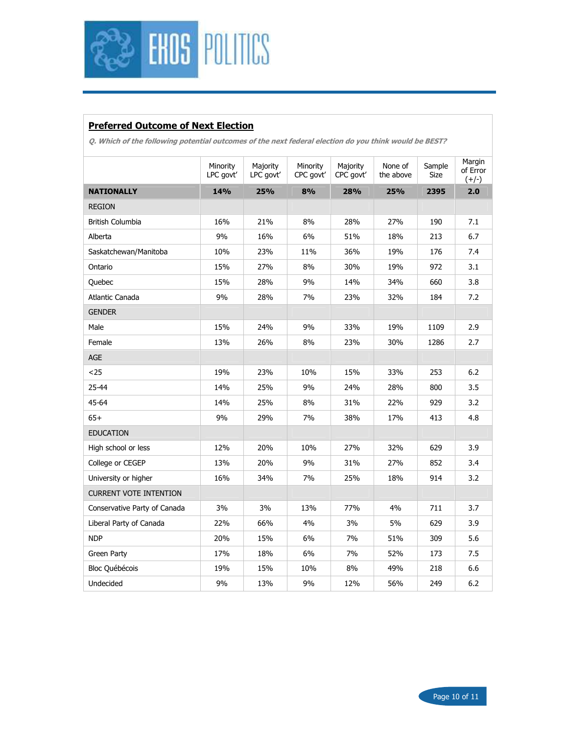## Preferred Outcome of Next Election

***Q. Which of the following potential outcomes of the next federal election do you think would be BEST?***

| | Minority LPC govt' | Majority LPC govt' | Minority CPC govt' | Majority CPC govt' | None of the above | Sample Size | Margin of Error (+/-) |
|---|---|---|---|---|---|---|---|
| **NATIONALLY** | **14%** | **25%** | **8%** | **28%** | **25%** | **2395** | **2.0** |
| REGION | | | | | | | |
| British Columbia | 16% | 21% | 8% | 28% | 27% | 190 | 7.1 |
| Alberta | 9% | 16% | 6% | 51% | 18% | 213 | 6.7 |
| Saskatchewan/Manitoba | 10% | 23% | 11% | 36% | 19% | 176 | 7.4 |
| Ontario | 15% | 27% | 8% | 30% | 19% | 972 | 3.1 |
| Quebec | 15% | 28% | 9% | 14% | 34% | 660 | 3.8 |
| Atlantic Canada | 9% | 28% | 7% | 23% | 32% | 184 | 7.2 |
| GENDER | | | | | | | |
| Male | 15% | 24% | 9% | 33% | 19% | 1109 | 2.9 |
| Female | 13% | 26% | 8% | 23% | 30% | 1286 | 2.7 |
| AGE | | | | | | | |
| <25 | 19% | 23% | 10% | 15% | 33% | 253 | 6.2 |
| 25-44 | 14% | 25% | 9% | 24% | 28% | 800 | 3.5 |
| 45-64 | 14% | 25% | 8% | 31% | 22% | 929 | 3.2 |
| 65+ | 9% | 29% | 7% | 38% | 17% | 413 | 4.8 |
| EDUCATION | | | | | | | |
| High school or less | 12% | 20% | 10% | 27% | 32% | 629 | 3.9 |
| College or CEGEP | 13% | 20% | 9% | 31% | 27% | 852 | 3.4 |
| University or higher | 16% | 34% | 7% | 25% | 18% | 914 | 3.2 |
| CURRENT VOTE INTENTION | | | | | | | |
| Conservative Party of Canada | 3% | 3% | 13% | 77% | 4% | 711 | 3.7 |
| Liberal Party of Canada | 22% | 66% | 4% | 3% | 5% | 629 | 3.9 |
| NDP | 20% | 15% | 6% | 7% | 51% | 309 | 5.6 |
| Green Party | 17% | 18% | 6% | 7% | 52% | 173 | 7.5 |
| Bloc Québécois | 19% | 15% | 10% | 8% | 49% | 218 | 6.6 |
| Undecided | 9% | 13% | 9% | 12% | 56% | 249 | 6.2 |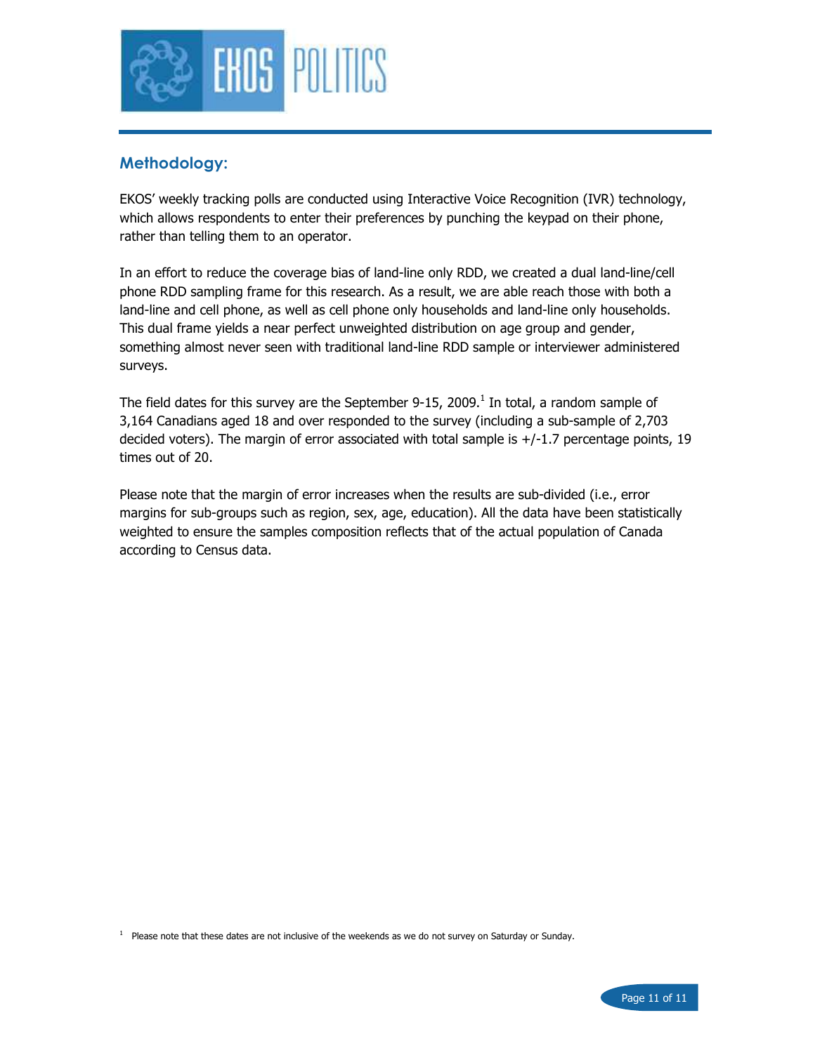## Methodology:

EKOS' weekly tracking polls are conducted using Interactive Voice Recognition (IVR) technology, which allows respondents to enter their preferences by punching the keypad on their phone, rather than telling them to an operator.

In an effort to reduce the coverage bias of land-line only RDD, we created a dual land-line/cell phone RDD sampling frame for this research. As a result, we are able reach those with both a land-line and cell phone, as well as cell phone only households and land-line only households. This dual frame yields a near perfect unweighted distribution on age group and gender, something almost never seen with traditional land-line RDD sample or interviewer administered surveys.

The field dates for this survey are the September 9-15, 2009.[1] In total, a random sample of 3,164 Canadians aged 18 and over responded to the survey (including a sub-sample of 2,703 decided voters). The margin of error associated with total sample is +/-1.7 percentage points, 19 times out of 20.

Please note that the margin of error increases when the results are sub-divided (i.e., error margins for sub-groups such as region, sex, age, education). All the data have been statistically weighted to ensure the samples composition reflects that of the actual population of Canada according to Census data.

[1] Please note that these dates are not inclusive of the weekends as we do not survey on Saturday or Sunday.